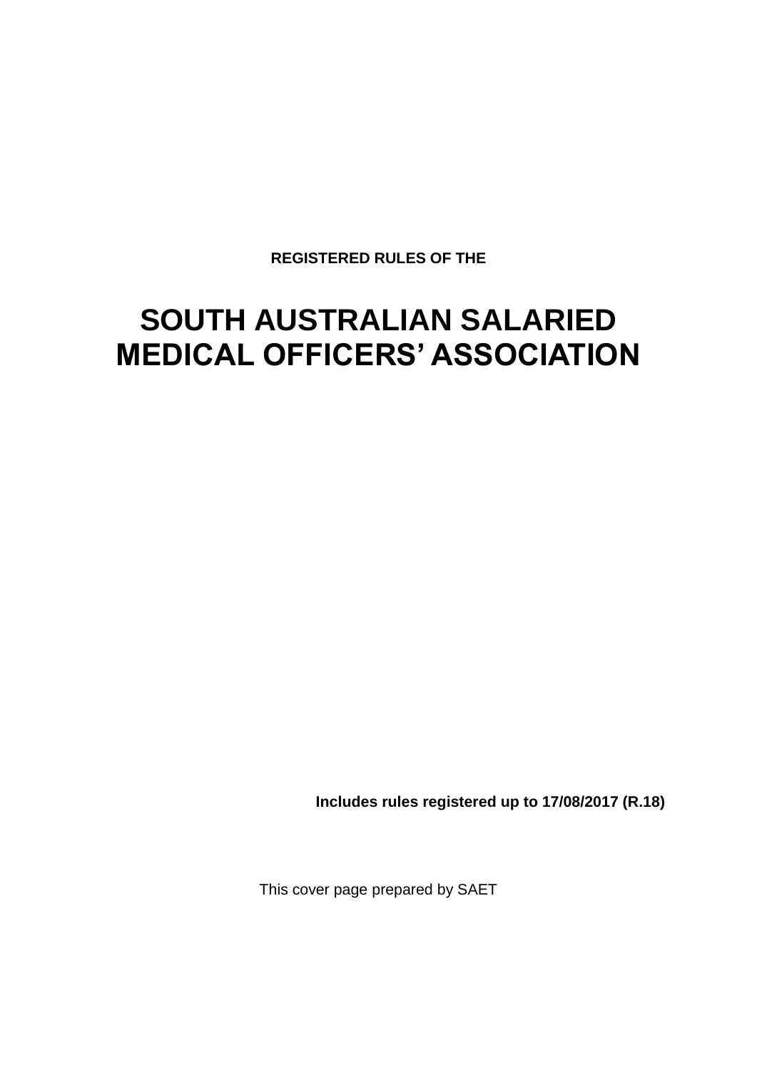**REGISTERED RULES OF THE**

# SOUTH AUSTRALIAN SALARIED MEDICAL OFFICERS' ASSOCIATION

**Includes rules registered up to 17/08/2017 (R.18)**

This cover page prepared by SAET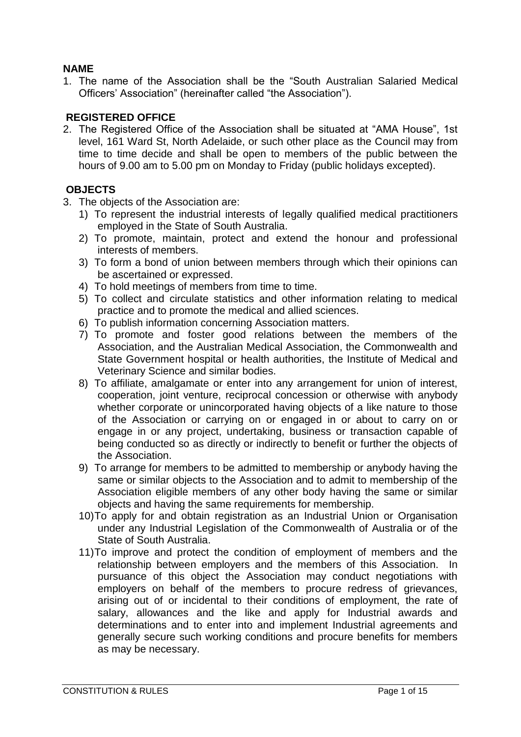## NAME

1. The name of the Association shall be the "South Australian Salaried Medical Officers' Association" (hereinafter called "the Association").

## REGISTERED OFFICE

2. The Registered Office of the Association shall be situated at "AMA House", 1st level, 161 Ward St, North Adelaide, or such other place as the Council may from time to time decide and shall be open to members of the public between the hours of 9.00 am to 5.00 pm on Monday to Friday (public holidays excepted).

## OBJECTS

3. The objects of the Association are:
   1) To represent the industrial interests of legally qualified medical practitioners employed in the State of South Australia.
   2) To promote, maintain, protect and extend the honour and professional interests of members.
   3) To form a bond of union between members through which their opinions can be ascertained or expressed.
   4) To hold meetings of members from time to time.
   5) To collect and circulate statistics and other information relating to medical practice and to promote the medical and allied sciences.
   6) To publish information concerning Association matters.
   7) To promote and foster good relations between the members of the Association, and the Australian Medical Association, the Commonwealth and State Government hospital or health authorities, the Institute of Medical and Veterinary Science and similar bodies.
   8) To affiliate, amalgamate or enter into any arrangement for union of interest, cooperation, joint venture, reciprocal concession or otherwise with anybody whether corporate or unincorporated having objects of a like nature to those of the Association or carrying on or engaged in or about to carry on or engage in or any project, undertaking, business or transaction capable of being conducted so as directly or indirectly to benefit or further the objects of the Association.
   9) To arrange for members to be admitted to membership or anybody having the same or similar objects to the Association and to admit to membership of the Association eligible members of any other body having the same or similar objects and having the same requirements for membership.
   10) To apply for and obtain registration as an Industrial Union or Organisation under any Industrial Legislation of the Commonwealth of Australia or of the State of South Australia.
   11) To improve and protect the condition of employment of members and the relationship between employers and the members of this Association. In pursuance of this object the Association may conduct negotiations with employers on behalf of the members to procure redress of grievances, arising out of or incidental to their conditions of employment, the rate of salary, allowances and the like and apply for Industrial awards and determinations and to enter into and implement Industrial agreements and generally secure such working conditions and procure benefits for members as may be necessary.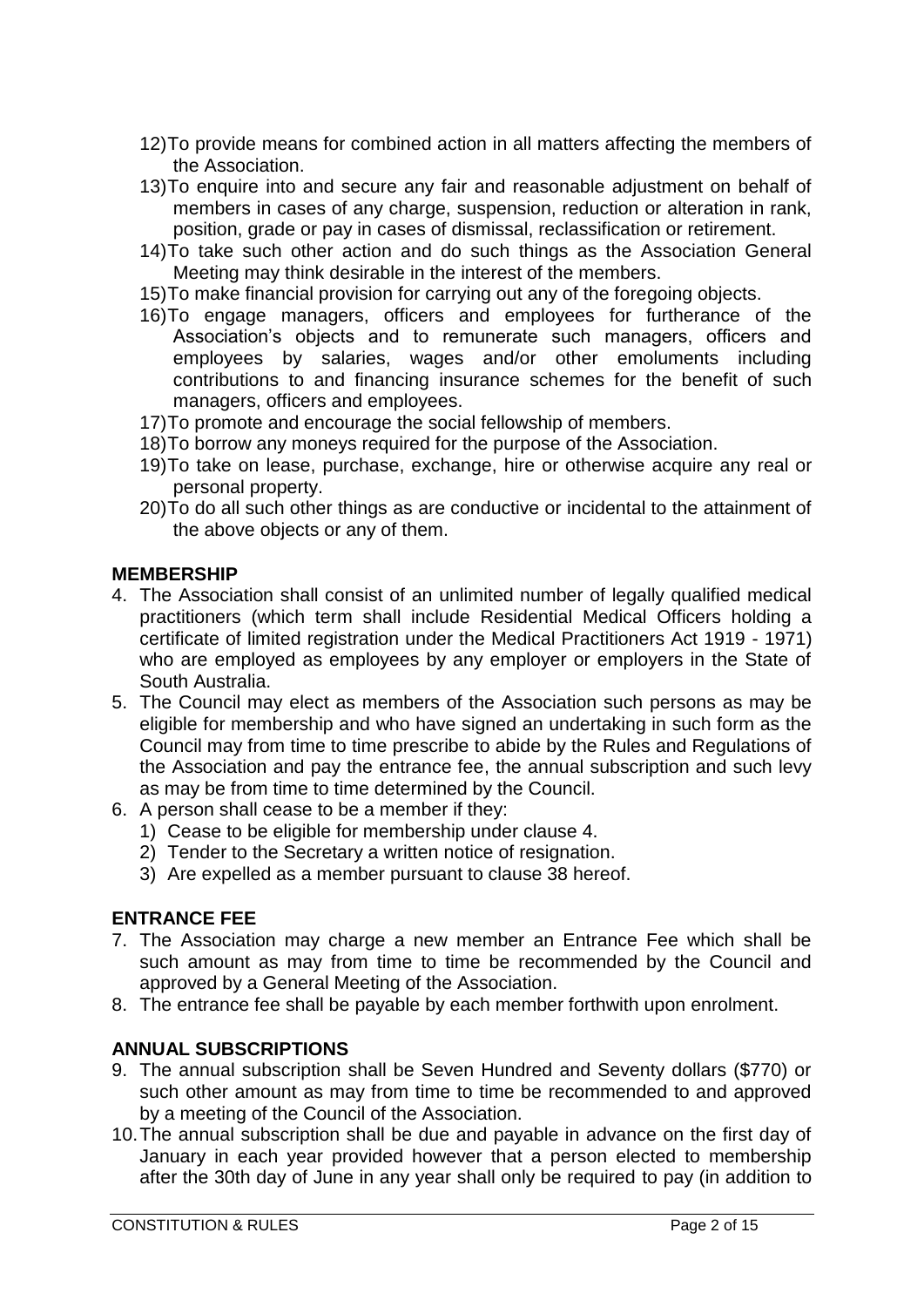12) To provide means for combined action in all matters affecting the members of the Association.
13) To enquire into and secure any fair and reasonable adjustment on behalf of members in cases of any charge, suspension, reduction or alteration in rank, position, grade or pay in cases of dismissal, reclassification or retirement.
14) To take such other action and do such things as the Association General Meeting may think desirable in the interest of the members.
15) To make financial provision for carrying out any of the foregoing objects.
16) To engage managers, officers and employees for furtherance of the Association's objects and to remunerate such managers, officers and employees by salaries, wages and/or other emoluments including contributions to and financing insurance schemes for the benefit of such managers, officers and employees.
17) To promote and encourage the social fellowship of members.
18) To borrow any moneys required for the purpose of the Association.
19) To take on lease, purchase, exchange, hire or otherwise acquire any real or personal property.
20) To do all such other things as are conductive or incidental to the attainment of the above objects or any of them.

**MEMBERSHIP**

4. The Association shall consist of an unlimited number of legally qualified medical practitioners (which term shall include Residential Medical Officers holding a certificate of limited registration under the Medical Practitioners Act 1919 - 1971) who are employed as employees by any employer or employers in the State of South Australia.
5. The Council may elect as members of the Association such persons as may be eligible for membership and who have signed an undertaking in such form as the Council may from time to time prescribe to abide by the Rules and Regulations of the Association and pay the entrance fee, the annual subscription and such levy as may be from time to time determined by the Council.
6. A person shall cease to be a member if they:
   1) Cease to be eligible for membership under clause 4.
   2) Tender to the Secretary a written notice of resignation.
   3) Are expelled as a member pursuant to clause 38 hereof.

**ENTRANCE FEE**

7. The Association may charge a new member an Entrance Fee which shall be such amount as may from time to time be recommended by the Council and approved by a General Meeting of the Association.
8. The entrance fee shall be payable by each member forthwith upon enrolment.

**ANNUAL SUBSCRIPTIONS**

9. The annual subscription shall be Seven Hundred and Seventy dollars ($770) or such other amount as may from time to time be recommended to and approved by a meeting of the Council of the Association.
10. The annual subscription shall be due and payable in advance on the first day of January in each year provided however that a person elected to membership after the 30th day of June in any year shall only be required to pay (in addition to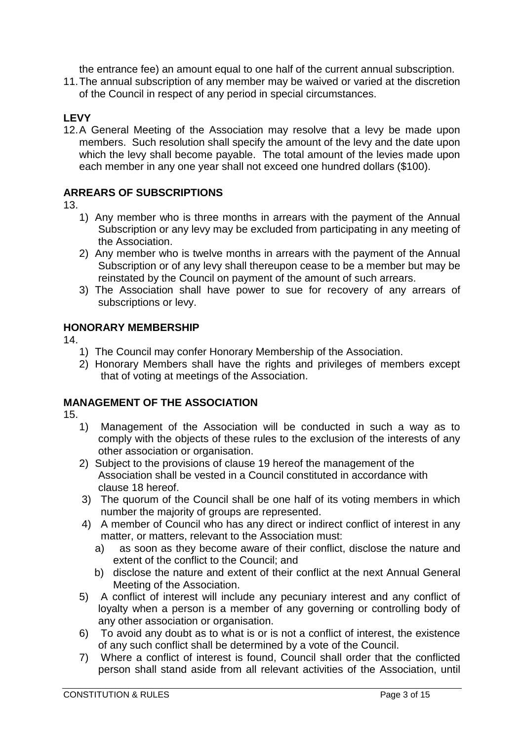the entrance fee) an amount equal to one half of the current annual subscription.

11. The annual subscription of any member may be waived or varied at the discretion of the Council in respect of any period in special circumstances.

## LEVY

12. A General Meeting of the Association may resolve that a levy be made upon members. Such resolution shall specify the amount of the levy and the date upon which the levy shall become payable. The total amount of the levies made upon each member in any one year shall not exceed one hundred dollars ($100).

## ARREARS OF SUBSCRIPTIONS

13.

1) Any member who is three months in arrears with the payment of the Annual Subscription or any levy may be excluded from participating in any meeting of the Association.
2) Any member who is twelve months in arrears with the payment of the Annual Subscription or of any levy shall thereupon cease to be a member but may be reinstated by the Council on payment of the amount of such arrears.
3) The Association shall have power to sue for recovery of any arrears of subscriptions or levy.

## HONORARY MEMBERSHIP

14.

1) The Council may confer Honorary Membership of the Association.
2) Honorary Members shall have the rights and privileges of members except that of voting at meetings of the Association.

## MANAGEMENT OF THE ASSOCIATION

15.

1) Management of the Association will be conducted in such a way as to comply with the objects of these rules to the exclusion of the interests of any other association or organisation.
2) Subject to the provisions of clause 19 hereof the management of the Association shall be vested in a Council constituted in accordance with clause 18 hereof.
3) The quorum of the Council shall be one half of its voting members in which number the majority of groups are represented.
4) A member of Council who has any direct or indirect conflict of interest in any matter, or matters, relevant to the Association must:
   a) as soon as they become aware of their conflict, disclose the nature and extent of the conflict to the Council; and
   b) disclose the nature and extent of their conflict at the next Annual General Meeting of the Association.
5) A conflict of interest will include any pecuniary interest and any conflict of loyalty when a person is a member of any governing or controlling body of any other association or organisation.
6) To avoid any doubt as to what is or is not a conflict of interest, the existence of any such conflict shall be determined by a vote of the Council.
7) Where a conflict of interest is found, Council shall order that the conflicted person shall stand aside from all relevant activities of the Association, until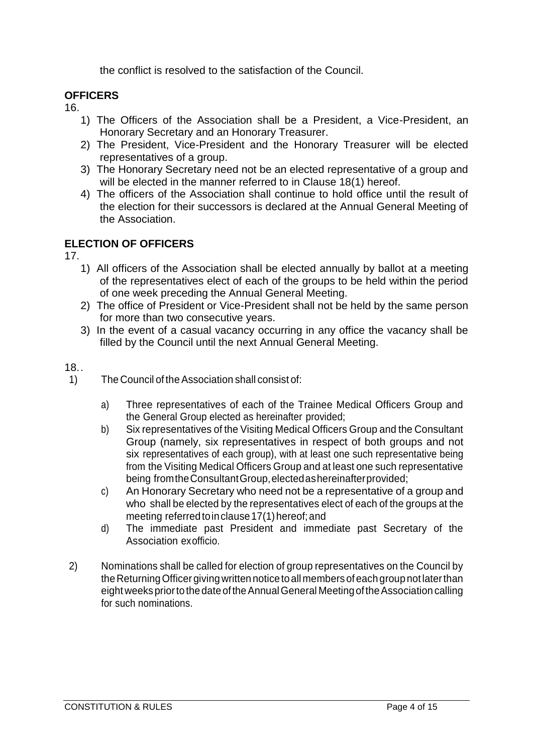the conflict is resolved to the satisfaction of the Council.

## OFFICERS

16.

1) The Officers of the Association shall be a President, a Vice-President, an Honorary Secretary and an Honorary Treasurer.
2) The President, Vice-President and the Honorary Treasurer will be elected representatives of a group.
3) The Honorary Secretary need not be an elected representative of a group and will be elected in the manner referred to in Clause 18(1) hereof.
4) The officers of the Association shall continue to hold office until the result of the election for their successors is declared at the Annual General Meeting of the Association.

## ELECTION OF OFFICERS

17.

1) All officers of the Association shall be elected annually by ballot at a meeting of the representatives elect of each of the groups to be held within the period of one week preceding the Annual General Meeting.
2) The office of President or Vice-President shall not be held by the same person for more than two consecutive years.
3) In the event of a casual vacancy occurring in any office the vacancy shall be filled by the Council until the next Annual General Meeting.

18..

1) The Council of the Association shall consist of:

   a) Three representatives of each of the Trainee Medical Officers Group and the General Group elected as hereinafter provided;
   b) Six representatives of the Visiting Medical Officers Group and the Consultant Group (namely, six representatives in respect of both groups and not six representatives of each group), with at least one such representative being from the Visiting Medical Officers Group and at least one such representative being from the Consultant Group, elected as hereinafter provided;
   c) An Honorary Secretary who need not be a representative of a group and who shall be elected by the representatives elect of each of the groups at the meeting referred to in clause 17(1) hereof; and
   d) The immediate past President and immediate past Secretary of the Association exofficio.

2) Nominations shall be called for election of group representatives on the Council by the Returning Officer giving written notice to all members of each group not later than eight weeks prior to the date of the Annual General Meeting of the Association calling for such nominations.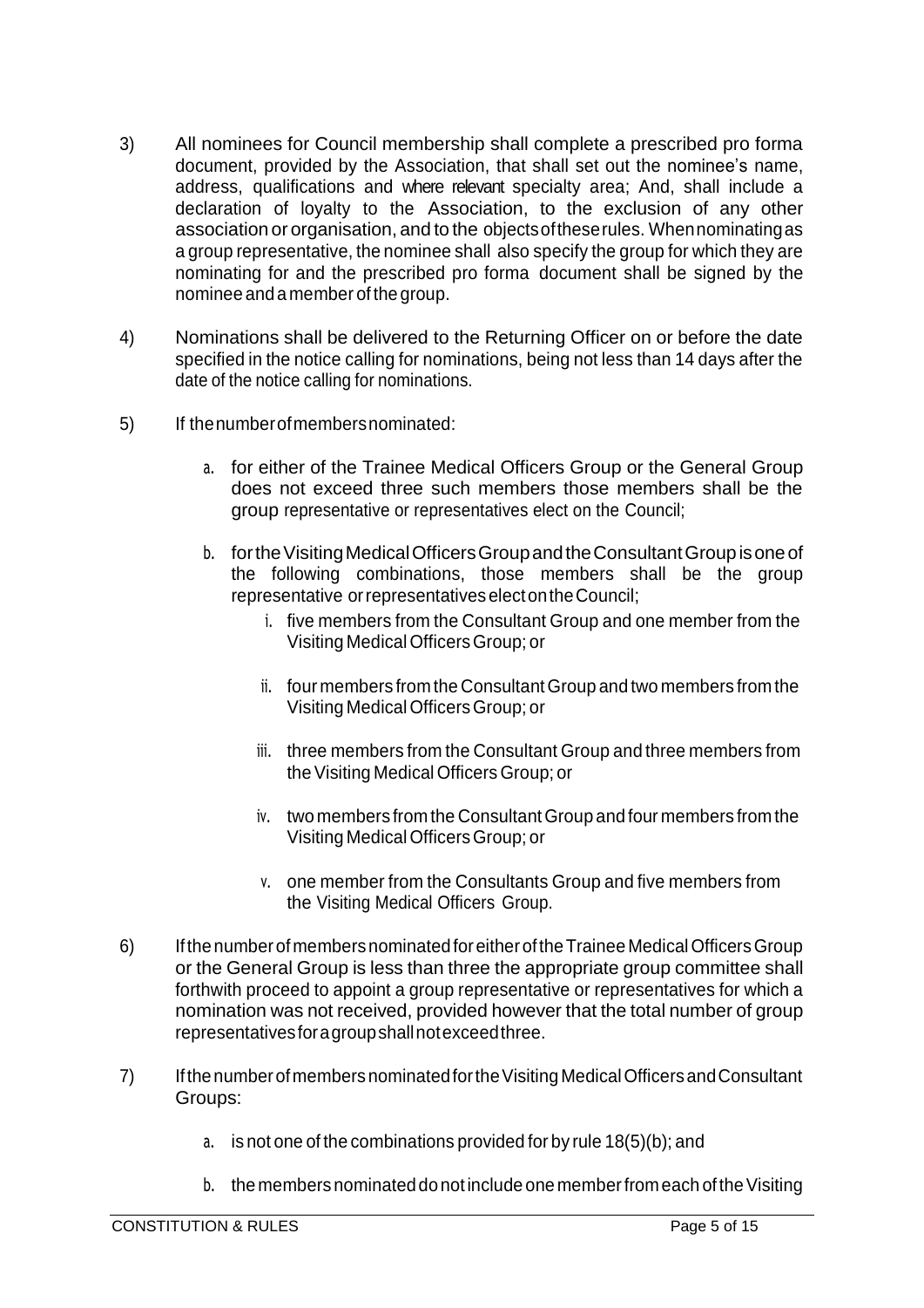3) All nominees for Council membership shall complete a prescribed pro forma document, provided by the Association, that shall set out the nominee's name, address, qualifications and where relevant specialty area; And, shall include a declaration of loyalty to the Association, to the exclusion of any other association or organisation, and to the objects of these rules. When nominating as a group representative, the nominee shall also specify the group for which they are nominating for and the prescribed pro forma document shall be signed by the nominee and a member of the group.

4) Nominations shall be delivered to the Returning Officer on or before the date specified in the notice calling for nominations, being not less than 14 days after the date of the notice calling for nominations.

5) If the number of members nominated:

   a. for either of the Trainee Medical Officers Group or the General Group does not exceed three such members those members shall be the group representative or representatives elect on the Council;

   b. for the Visiting Medical Officers Group and the Consultant Group is one of the following combinations, those members shall be the group representative or representatives elect on the Council;

      i. five members from the Consultant Group and one member from the Visiting Medical Officers Group; or

      ii. four members from the Consultant Group and two members from the Visiting Medical Officers Group; or

      iii. three members from the Consultant Group and three members from the Visiting Medical Officers Group; or

      iv. two members from the Consultant Group and four members from the Visiting Medical Officers Group; or

      v. one member from the Consultants Group and five members from the Visiting Medical Officers Group.

6) If the number of members nominated for either of the Trainee Medical Officers Group or the General Group is less than three the appropriate group committee shall forthwith proceed to appoint a group representative or representatives for which a nomination was not received, provided however that the total number of group representatives for a group shall not exceed three.

7) If the number of members nominated for the Visiting Medical Officers and Consultant Groups:

   a. is not one of the combinations provided for by rule 18(5)(b); and

   b. the members nominated do not include one member from each of the Visiting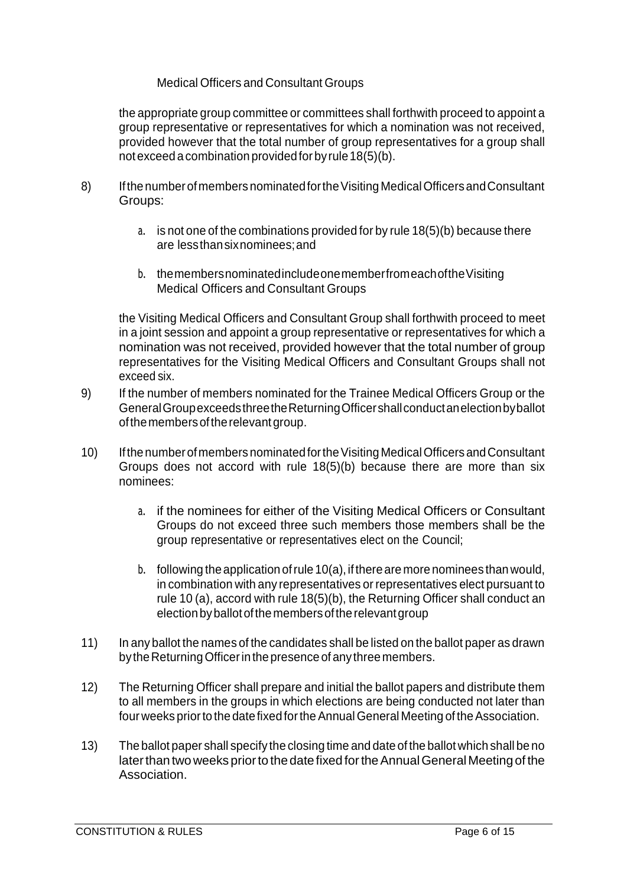Medical Officers and Consultant Groups

the appropriate group committee or committees shall forthwith proceed to appoint a group representative or representatives for which a nomination was not received, provided however that the total number of group representatives for a group shall not exceed a combination provided for by rule 18(5)(b).

8) If the number of members nominated for the Visiting Medical Officers and Consultant Groups:

   a. is not one of the combinations provided for by rule 18(5)(b) because there are less than six nominees; and

   b. the members nominated include one member from each of the Visiting Medical Officers and Consultant Groups

   the Visiting Medical Officers and Consultant Group shall forthwith proceed to meet in a joint session and appoint a group representative or representatives for which a nomination was not received, provided however that the total number of group representatives for the Visiting Medical Officers and Consultant Groups shall not exceed six.

9) If the number of members nominated for the Trainee Medical Officers Group or the General Group exceeds three the Returning Officer shall conduct an election by ballot of the members of the relevant group.

10) If the number of members nominated for the Visiting Medical Officers and Consultant Groups does not accord with rule 18(5)(b) because there are more than six nominees:

    a. if the nominees for either of the Visiting Medical Officers or Consultant Groups do not exceed three such members those members shall be the group representative or representatives elect on the Council;

    b. following the application of rule 10(a), if there are more nominees than would, in combination with any representatives or representatives elect pursuant to rule 10 (a), accord with rule 18(5)(b), the Returning Officer shall conduct an election by ballot of the members of the relevant group

11) In any ballot the names of the candidates shall be listed on the ballot paper as drawn by the Returning Officer in the presence of any three members.

12) The Returning Officer shall prepare and initial the ballot papers and distribute them to all members in the groups in which elections are being conducted not later than four weeks prior to the date fixed for the Annual General Meeting of the Association.

13) The ballot paper shall specify the closing time and date of the ballot which shall be no later than two weeks prior to the date fixed for the Annual General Meeting of the Association.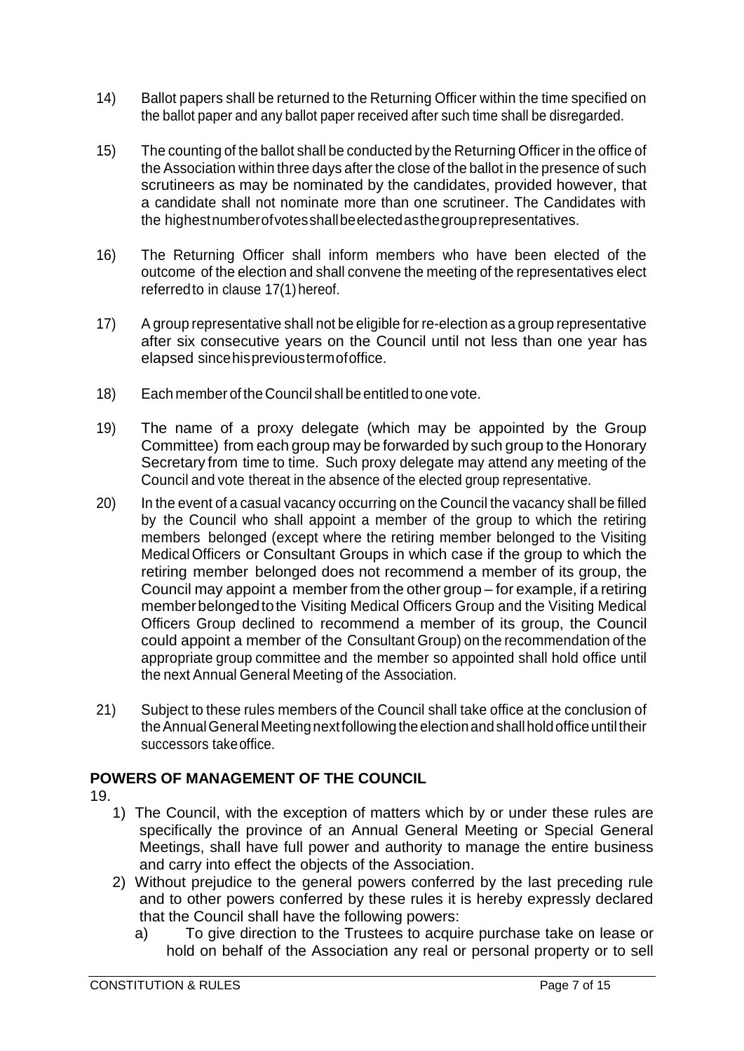14) Ballot papers shall be returned to the Returning Officer within the time specified on the ballot paper and any ballot paper received after such time shall be disregarded.

15) The counting of the ballot shall be conducted by the Returning Officer in the office of the Association within three days after the close of the ballot in the presence of such scrutineers as may be nominated by the candidates, provided however, that a candidate shall not nominate more than one scrutineer. The Candidates with the highest number of votes shall be elected as the group representatives.

16) The Returning Officer shall inform members who have been elected of the outcome of the election and shall convene the meeting of the representatives elect referred to in clause 17(1) hereof.

17) A group representative shall not be eligible for re-election as a group representative after six consecutive years on the Council until not less than one year has elapsed since his previous term of office.

18) Each member of the Council shall be entitled to one vote.

19) The name of a proxy delegate (which may be appointed by the Group Committee) from each group may be forwarded by such group to the Honorary Secretary from time to time. Such proxy delegate may attend any meeting of the Council and vote thereat in the absence of the elected group representative.

20) In the event of a casual vacancy occurring on the Council the vacancy shall be filled by the Council who shall appoint a member of the group to which the retiring members belonged (except where the retiring member belonged to the Visiting Medical Officers or Consultant Groups in which case if the group to which the retiring member belonged does not recommend a member of its group, the Council may appoint a member from the other group – for example, if a retiring member belonged to the Visiting Medical Officers Group and the Visiting Medical Officers Group declined to recommend a member of its group, the Council could appoint a member of the Consultant Group) on the recommendation of the appropriate group committee and the member so appointed shall hold office until the next Annual General Meeting of the Association.

21) Subject to these rules members of the Council shall take office at the conclusion of the Annual General Meeting next following the election and shall hold office until their successors take office.

## POWERS OF MANAGEMENT OF THE COUNCIL

19.

1) The Council, with the exception of matters which by or under these rules are specifically the province of an Annual General Meeting or Special General Meetings, shall have full power and authority to manage the entire business and carry into effect the objects of the Association.
2) Without prejudice to the general powers conferred by the last preceding rule and to other powers conferred by these rules it is hereby expressly declared that the Council shall have the following powers:
   a) To give direction to the Trustees to acquire purchase take on lease or hold on behalf of the Association any real or personal property or to sell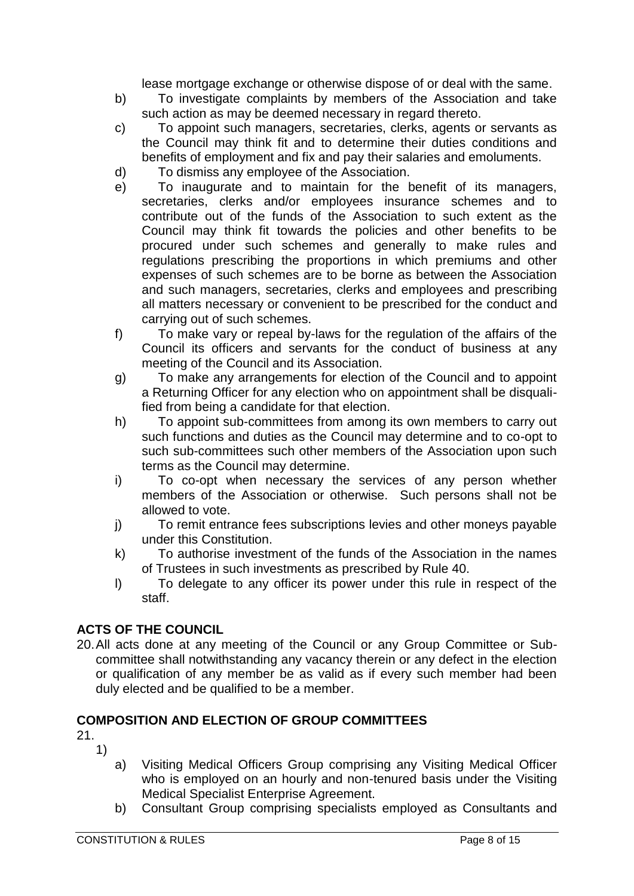lease mortgage exchange or otherwise dispose of or deal with the same.

b) To investigate complaints by members of the Association and take such action as may be deemed necessary in regard thereto.

c) To appoint such managers, secretaries, clerks, agents or servants as the Council may think fit and to determine their duties conditions and benefits of employment and fix and pay their salaries and emoluments.

d) To dismiss any employee of the Association.

e) To inaugurate and to maintain for the benefit of its managers, secretaries, clerks and/or employees insurance schemes and to contribute out of the funds of the Association to such extent as the Council may think fit towards the policies and other benefits to be procured under such schemes and generally to make rules and regulations prescribing the proportions in which premiums and other expenses of such schemes are to be borne as between the Association and such managers, secretaries, clerks and employees and prescribing all matters necessary or convenient to be prescribed for the conduct and carrying out of such schemes.

f) To make vary or repeal by-laws for the regulation of the affairs of the Council its officers and servants for the conduct of business at any meeting of the Council and its Association.

g) To make any arrangements for election of the Council and to appoint a Returning Officer for any election who on appointment shall be disqualified from being a candidate for that election.

h) To appoint sub-committees from among its own members to carry out such functions and duties as the Council may determine and to co-opt to such sub-committees such other members of the Association upon such terms as the Council may determine.

i) To co-opt when necessary the services of any person whether members of the Association or otherwise. Such persons shall not be allowed to vote.

j) To remit entrance fees subscriptions levies and other moneys payable under this Constitution.

k) To authorise investment of the funds of the Association in the names of Trustees in such investments as prescribed by Rule 40.

l) To delegate to any officer its power under this rule in respect of the staff.

## ACTS OF THE COUNCIL

20. All acts done at any meeting of the Council or any Group Committee or Sub-committee shall notwithstanding any vacancy therein or any defect in the election or qualification of any member be as valid as if every such member had been duly elected and be qualified to be a member.

## COMPOSITION AND ELECTION OF GROUP COMMITTEES

21.

1)

a) Visiting Medical Officers Group comprising any Visiting Medical Officer who is employed on an hourly and non-tenured basis under the Visiting Medical Specialist Enterprise Agreement.

b) Consultant Group comprising specialists employed as Consultants and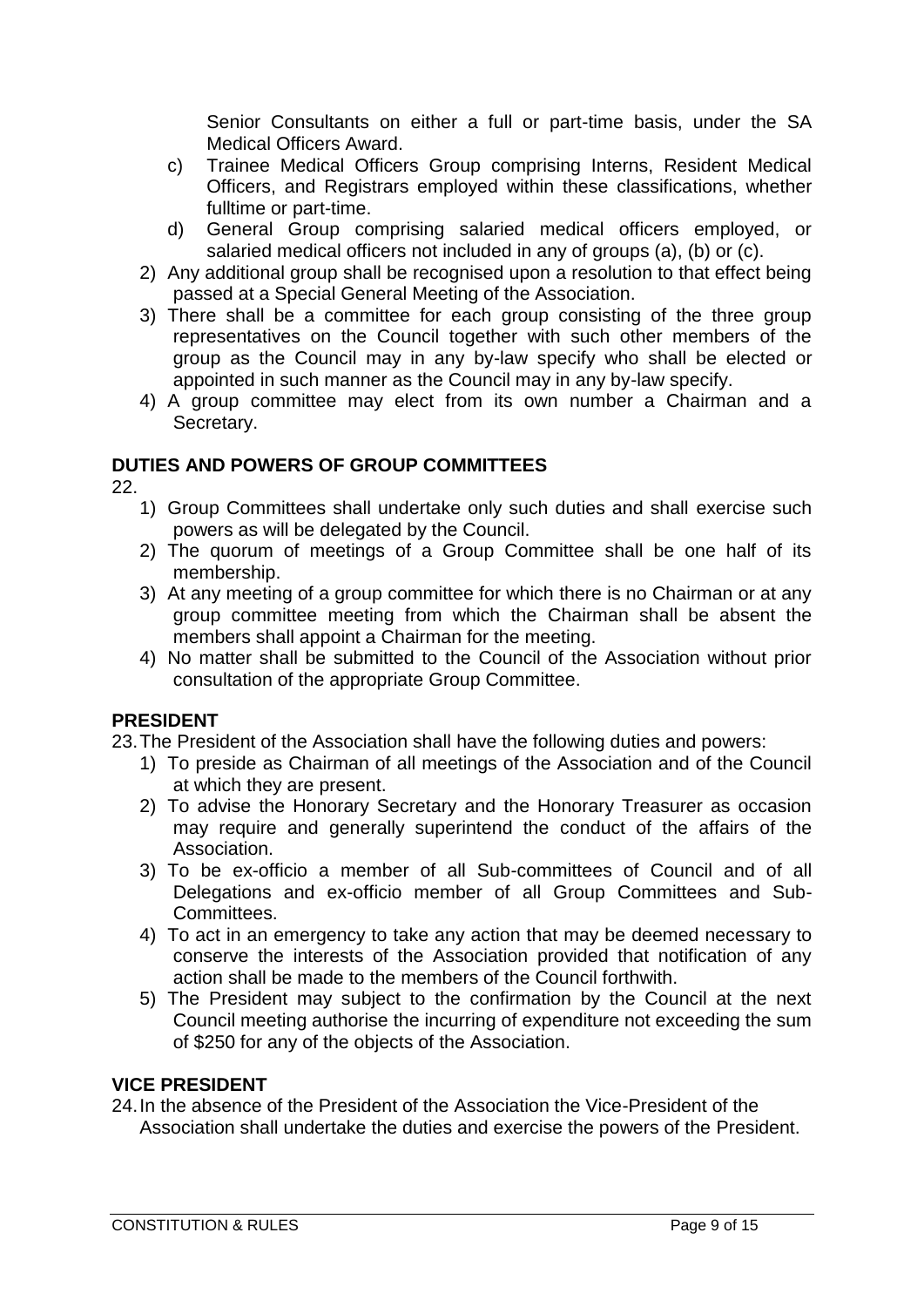Senior Consultants on either a full or part-time basis, under the SA Medical Officers Award.

c) Trainee Medical Officers Group comprising Interns, Resident Medical Officers, and Registrars employed within these classifications, whether fulltime or part-time.

d) General Group comprising salaried medical officers employed, or salaried medical officers not included in any of groups (a), (b) or (c).

2) Any additional group shall be recognised upon a resolution to that effect being passed at a Special General Meeting of the Association.

3) There shall be a committee for each group consisting of the three group representatives on the Council together with such other members of the group as the Council may in any by-law specify who shall be elected or appointed in such manner as the Council may in any by-law specify.

4) A group committee may elect from its own number a Chairman and a Secretary.

## DUTIES AND POWERS OF GROUP COMMITTEES

22.

1) Group Committees shall undertake only such duties and shall exercise such powers as will be delegated by the Council.
2) The quorum of meetings of a Group Committee shall be one half of its membership.
3) At any meeting of a group committee for which there is no Chairman or at any group committee meeting from which the Chairman shall be absent the members shall appoint a Chairman for the meeting.
4) No matter shall be submitted to the Council of the Association without prior consultation of the appropriate Group Committee.

## PRESIDENT

23. The President of the Association shall have the following duties and powers:

1) To preside as Chairman of all meetings of the Association and of the Council at which they are present.
2) To advise the Honorary Secretary and the Honorary Treasurer as occasion may require and generally superintend the conduct of the affairs of the Association.
3) To be ex-officio a member of all Sub-committees of Council and of all Delegations and ex-officio member of all Group Committees and Sub-Committees.
4) To act in an emergency to take any action that may be deemed necessary to conserve the interests of the Association provided that notification of any action shall be made to the members of the Council forthwith.
5) The President may subject to the confirmation by the Council at the next Council meeting authorise the incurring of expenditure not exceeding the sum of $250 for any of the objects of the Association.

## VICE PRESIDENT

24. In the absence of the President of the Association the Vice-President of the Association shall undertake the duties and exercise the powers of the President.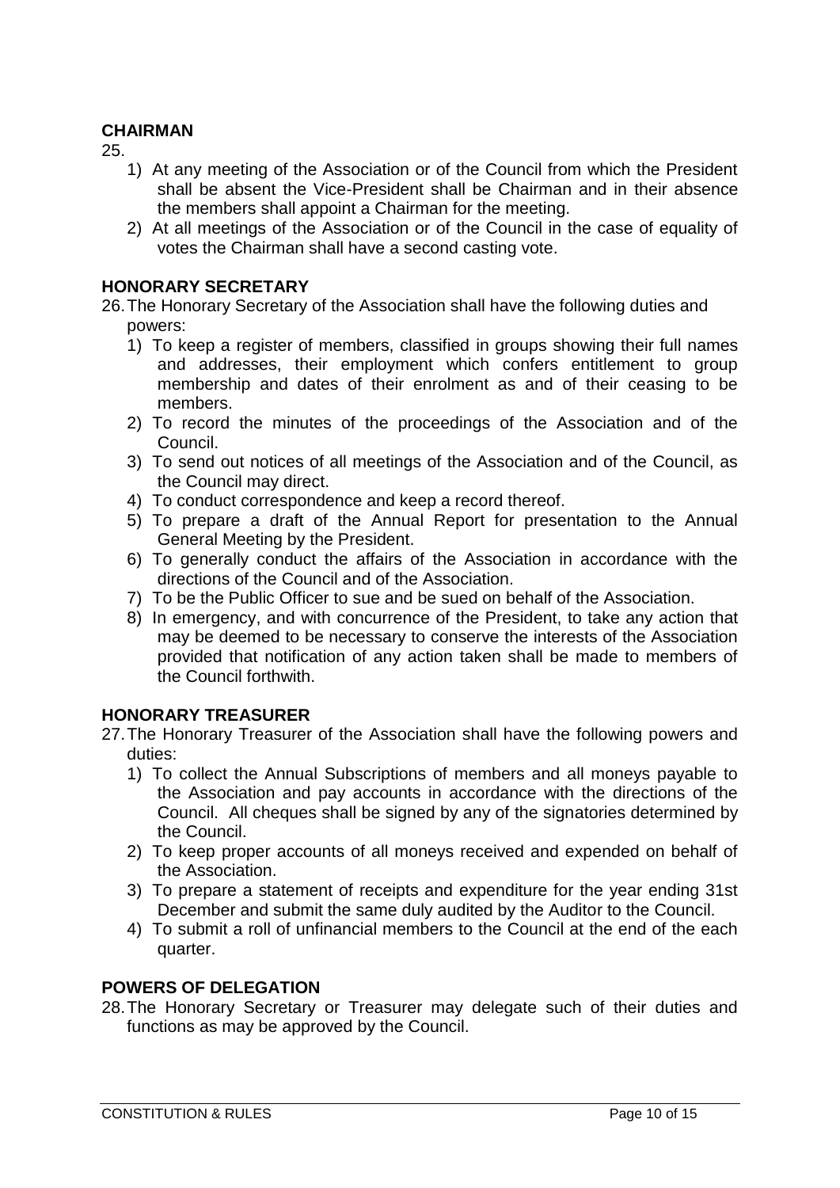## CHAIRMAN

25.

1) At any meeting of the Association or of the Council from which the President shall be absent the Vice-President shall be Chairman and in their absence the members shall appoint a Chairman for the meeting.
2) At all meetings of the Association or of the Council in the case of equality of votes the Chairman shall have a second casting vote.

## HONORARY SECRETARY

26. The Honorary Secretary of the Association shall have the following duties and powers:

1) To keep a register of members, classified in groups showing their full names and addresses, their employment which confers entitlement to group membership and dates of their enrolment as and of their ceasing to be members.
2) To record the minutes of the proceedings of the Association and of the Council.
3) To send out notices of all meetings of the Association and of the Council, as the Council may direct.
4) To conduct correspondence and keep a record thereof.
5) To prepare a draft of the Annual Report for presentation to the Annual General Meeting by the President.
6) To generally conduct the affairs of the Association in accordance with the directions of the Council and of the Association.
7) To be the Public Officer to sue and be sued on behalf of the Association.
8) In emergency, and with concurrence of the President, to take any action that may be deemed to be necessary to conserve the interests of the Association provided that notification of any action taken shall be made to members of the Council forthwith.

## HONORARY TREASURER

27. The Honorary Treasurer of the Association shall have the following powers and duties:

1) To collect the Annual Subscriptions of members and all moneys payable to the Association and pay accounts in accordance with the directions of the Council. All cheques shall be signed by any of the signatories determined by the Council.
2) To keep proper accounts of all moneys received and expended on behalf of the Association.
3) To prepare a statement of receipts and expenditure for the year ending 31st December and submit the same duly audited by the Auditor to the Council.
4) To submit a roll of unfinancial members to the Council at the end of the each quarter.

## POWERS OF DELEGATION

28. The Honorary Secretary or Treasurer may delegate such of their duties and functions as may be approved by the Council.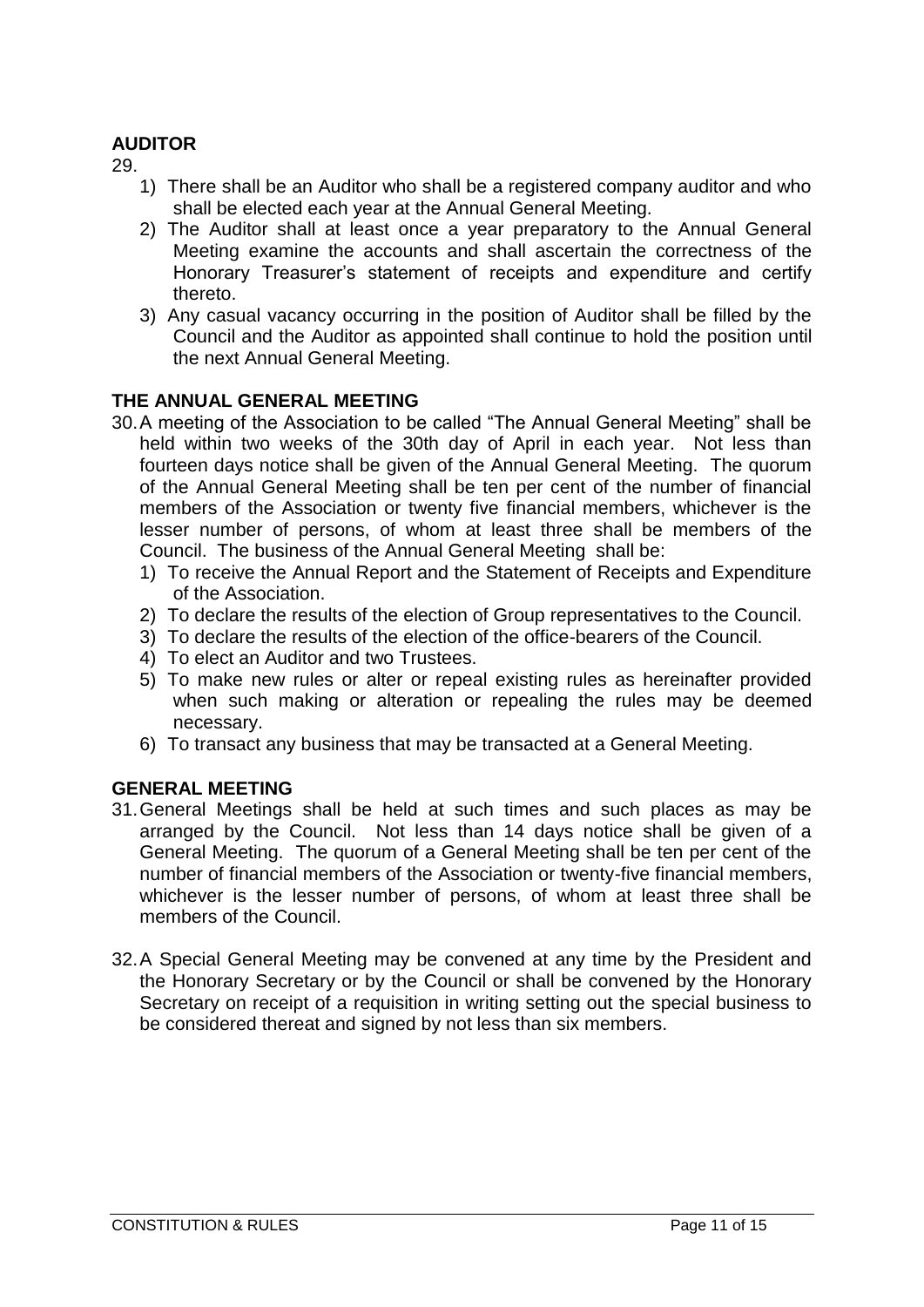## AUDITOR

29.

1) There shall be an Auditor who shall be a registered company auditor and who shall be elected each year at the Annual General Meeting.
2) The Auditor shall at least once a year preparatory to the Annual General Meeting examine the accounts and shall ascertain the correctness of the Honorary Treasurer's statement of receipts and expenditure and certify thereto.
3) Any casual vacancy occurring in the position of Auditor shall be filled by the Council and the Auditor as appointed shall continue to hold the position until the next Annual General Meeting.

## THE ANNUAL GENERAL MEETING

30. A meeting of the Association to be called "The Annual General Meeting" shall be held within two weeks of the 30th day of April in each year. Not less than fourteen days notice shall be given of the Annual General Meeting. The quorum of the Annual General Meeting shall be ten per cent of the number of financial members of the Association or twenty five financial members, whichever is the lesser number of persons, of whom at least three shall be members of the Council. The business of the Annual General Meeting shall be:
    1) To receive the Annual Report and the Statement of Receipts and Expenditure of the Association.
    2) To declare the results of the election of Group representatives to the Council.
    3) To declare the results of the election of the office-bearers of the Council.
    4) To elect an Auditor and two Trustees.
    5) To make new rules or alter or repeal existing rules as hereinafter provided when such making or alteration or repealing the rules may be deemed necessary.
    6) To transact any business that may be transacted at a General Meeting.

## GENERAL MEETING

31. General Meetings shall be held at such times and such places as may be arranged by the Council. Not less than 14 days notice shall be given of a General Meeting. The quorum of a General Meeting shall be ten per cent of the number of financial members of the Association or twenty-five financial members, whichever is the lesser number of persons, of whom at least three shall be members of the Council.

32. A Special General Meeting may be convened at any time by the President and the Honorary Secretary or by the Council or shall be convened by the Honorary Secretary on receipt of a requisition in writing setting out the special business to be considered thereat and signed by not less than six members.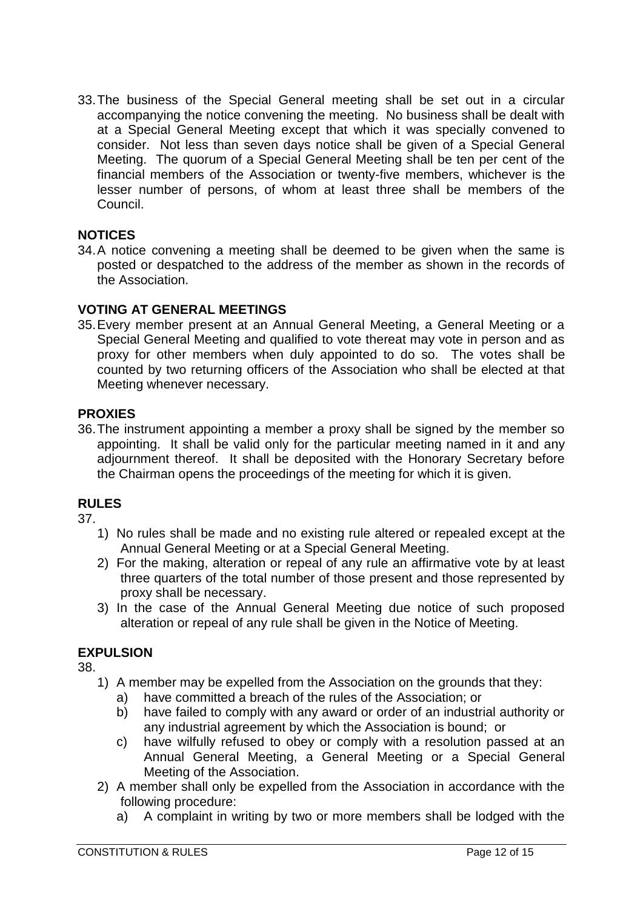33. The business of the Special General meeting shall be set out in a circular accompanying the notice convening the meeting. No business shall be dealt with at a Special General Meeting except that which it was specially convened to consider. Not less than seven days notice shall be given of a Special General Meeting. The quorum of a Special General Meeting shall be ten per cent of the financial members of the Association or twenty-five members, whichever is the lesser number of persons, of whom at least three shall be members of the Council.

## NOTICES

34. A notice convening a meeting shall be deemed to be given when the same is posted or despatched to the address of the member as shown in the records of the Association.

## VOTING AT GENERAL MEETINGS

35. Every member present at an Annual General Meeting, a General Meeting or a Special General Meeting and qualified to vote thereat may vote in person and as proxy for other members when duly appointed to do so. The votes shall be counted by two returning officers of the Association who shall be elected at that Meeting whenever necessary.

## PROXIES

36. The instrument appointing a member a proxy shall be signed by the member so appointing. It shall be valid only for the particular meeting named in it and any adjournment thereof. It shall be deposited with the Honorary Secretary before the Chairman opens the proceedings of the meeting for which it is given.

## RULES

37.

1) No rules shall be made and no existing rule altered or repealed except at the Annual General Meeting or at a Special General Meeting.
2) For the making, alteration or repeal of any rule an affirmative vote by at least three quarters of the total number of those present and those represented by proxy shall be necessary.
3) In the case of the Annual General Meeting due notice of such proposed alteration or repeal of any rule shall be given in the Notice of Meeting.

## EXPULSION

38.

1) A member may be expelled from the Association on the grounds that they:
   a) have committed a breach of the rules of the Association; or
   b) have failed to comply with any award or order of an industrial authority or any industrial agreement by which the Association is bound; or
   c) have wilfully refused to obey or comply with a resolution passed at an Annual General Meeting, a General Meeting or a Special General Meeting of the Association.
2) A member shall only be expelled from the Association in accordance with the following procedure:
   a) A complaint in writing by two or more members shall be lodged with the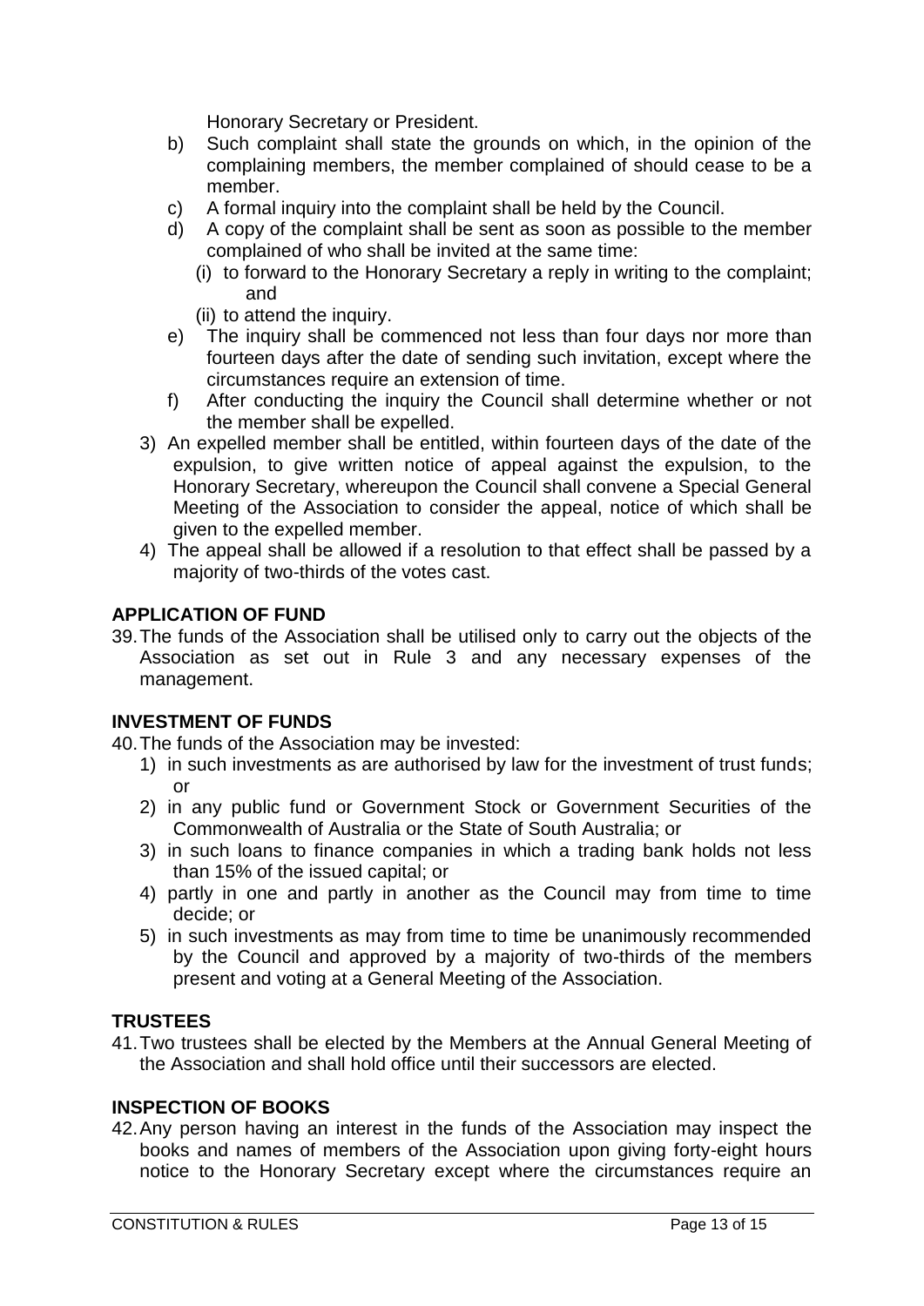Honorary Secretary or President.

b) Such complaint shall state the grounds on which, in the opinion of the complaining members, the member complained of should cease to be a member.

c) A formal inquiry into the complaint shall be held by the Council.

d) A copy of the complaint shall be sent as soon as possible to the member complained of who shall be invited at the same time:

   (i) to forward to the Honorary Secretary a reply in writing to the complaint; and

   (ii) to attend the inquiry.

e) The inquiry shall be commenced not less than four days nor more than fourteen days after the date of sending such invitation, except where the circumstances require an extension of time.

f) After conducting the inquiry the Council shall determine whether or not the member shall be expelled.

3) An expelled member shall be entitled, within fourteen days of the date of the expulsion, to give written notice of appeal against the expulsion, to the Honorary Secretary, whereupon the Council shall convene a Special General Meeting of the Association to consider the appeal, notice of which shall be given to the expelled member.

4) The appeal shall be allowed if a resolution to that effect shall be passed by a majority of two-thirds of the votes cast.

## APPLICATION OF FUND

39. The funds of the Association shall be utilised only to carry out the objects of the Association as set out in Rule 3 and any necessary expenses of the management.

## INVESTMENT OF FUNDS

40. The funds of the Association may be invested:

   1) in such investments as are authorised by law for the investment of trust funds; or

   2) in any public fund or Government Stock or Government Securities of the Commonwealth of Australia or the State of South Australia; or

   3) in such loans to finance companies in which a trading bank holds not less than 15% of the issued capital; or

   4) partly in one and partly in another as the Council may from time to time decide; or

   5) in such investments as may from time to time be unanimously recommended by the Council and approved by a majority of two-thirds of the members present and voting at a General Meeting of the Association.

## TRUSTEES

41. Two trustees shall be elected by the Members at the Annual General Meeting of the Association and shall hold office until their successors are elected.

## INSPECTION OF BOOKS

42. Any person having an interest in the funds of the Association may inspect the books and names of members of the Association upon giving forty-eight hours notice to the Honorary Secretary except where the circumstances require an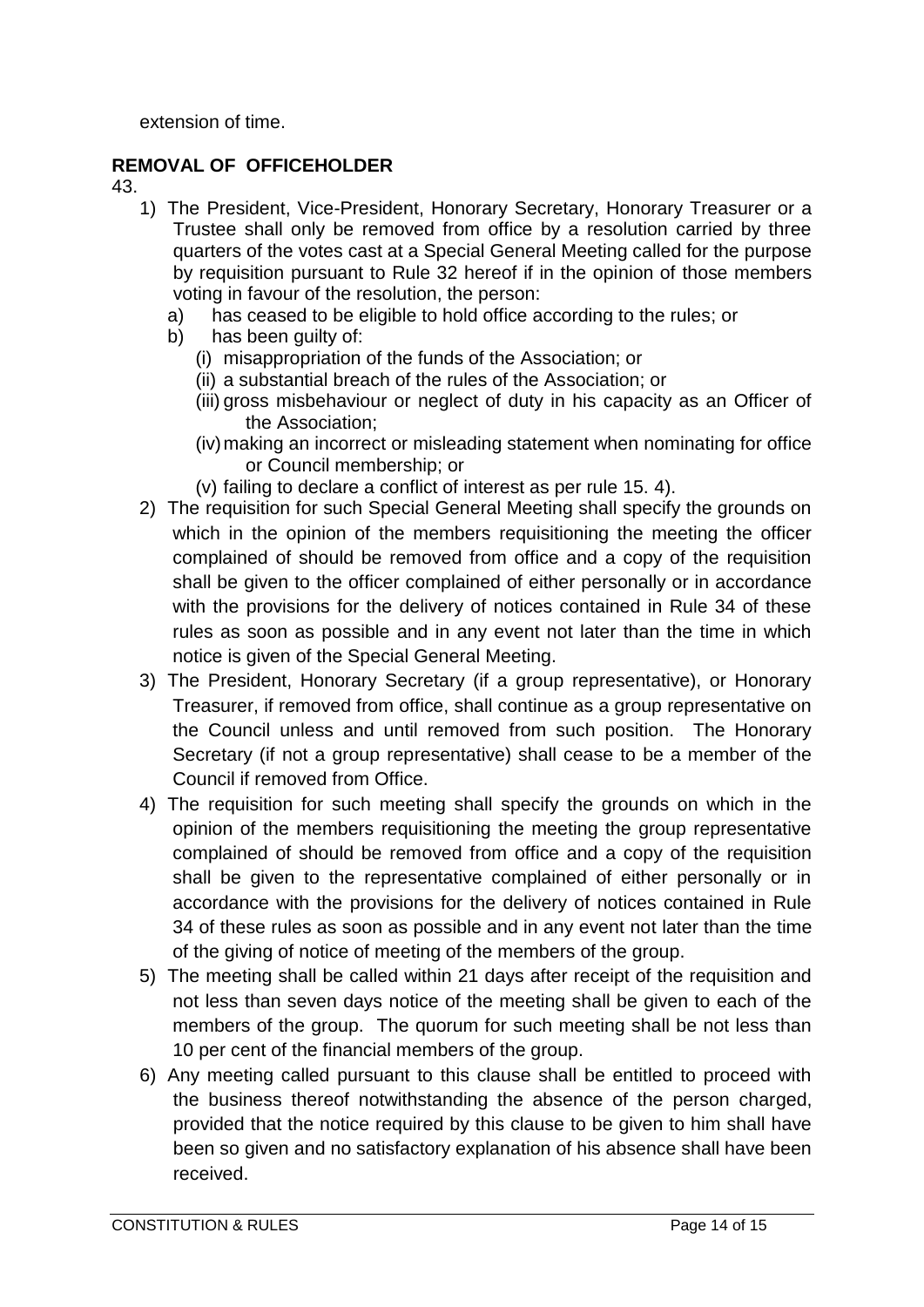extension of time.

**REMOVAL OF OFFICEHOLDER**

43.

1) The President, Vice-President, Honorary Secretary, Honorary Treasurer or a Trustee shall only be removed from office by a resolution carried by three quarters of the votes cast at a Special General Meeting called for the purpose by requisition pursuant to Rule 32 hereof if in the opinion of those members voting in favour of the resolution, the person:
   a) has ceased to be eligible to hold office according to the rules; or
   b) has been guilty of:
      (i) misappropriation of the funds of the Association; or
      (ii) a substantial breach of the rules of the Association; or
      (iii) gross misbehaviour or neglect of duty in his capacity as an Officer of the Association;
      (iv) making an incorrect or misleading statement when nominating for office or Council membership; or
      (v) failing to declare a conflict of interest as per rule 15. 4).
2) The requisition for such Special General Meeting shall specify the grounds on which in the opinion of the members requisitioning the meeting the officer complained of should be removed from office and a copy of the requisition shall be given to the officer complained of either personally or in accordance with the provisions for the delivery of notices contained in Rule 34 of these rules as soon as possible and in any event not later than the time in which notice is given of the Special General Meeting.
3) The President, Honorary Secretary (if a group representative), or Honorary Treasurer, if removed from office, shall continue as a group representative on the Council unless and until removed from such position. The Honorary Secretary (if not a group representative) shall cease to be a member of the Council if removed from Office.
4) The requisition for such meeting shall specify the grounds on which in the opinion of the members requisitioning the meeting the group representative complained of should be removed from office and a copy of the requisition shall be given to the representative complained of either personally or in accordance with the provisions for the delivery of notices contained in Rule 34 of these rules as soon as possible and in any event not later than the time of the giving of notice of meeting of the members of the group.
5) The meeting shall be called within 21 days after receipt of the requisition and not less than seven days notice of the meeting shall be given to each of the members of the group. The quorum for such meeting shall be not less than 10 per cent of the financial members of the group.
6) Any meeting called pursuant to this clause shall be entitled to proceed with the business thereof notwithstanding the absence of the person charged, provided that the notice required by this clause to be given to him shall have been so given and no satisfactory explanation of his absence shall have been received.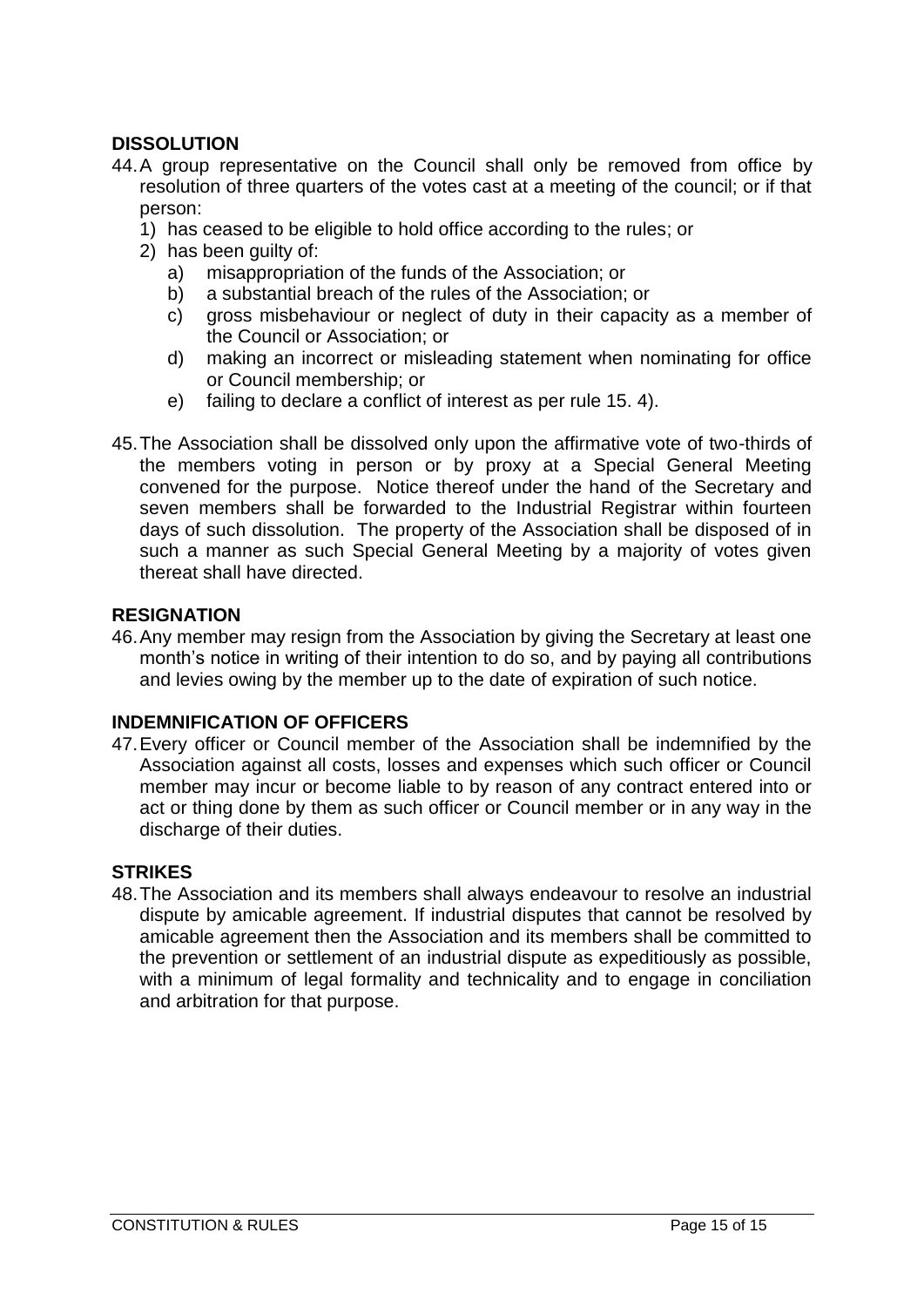## DISSOLUTION

44. A group representative on the Council shall only be removed from office by resolution of three quarters of the votes cast at a meeting of the council; or if that person:
    1) has ceased to be eligible to hold office according to the rules; or
    2) has been guilty of:
        a) misappropriation of the funds of the Association; or
        b) a substantial breach of the rules of the Association; or
        c) gross misbehaviour or neglect of duty in their capacity as a member of the Council or Association; or
        d) making an incorrect or misleading statement when nominating for office or Council membership; or
        e) failing to declare a conflict of interest as per rule 15. 4).

45. The Association shall be dissolved only upon the affirmative vote of two-thirds of the members voting in person or by proxy at a Special General Meeting convened for the purpose. Notice thereof under the hand of the Secretary and seven members shall be forwarded to the Industrial Registrar within fourteen days of such dissolution. The property of the Association shall be disposed of in such a manner as such Special General Meeting by a majority of votes given thereat shall have directed.

## RESIGNATION

46. Any member may resign from the Association by giving the Secretary at least one month's notice in writing of their intention to do so, and by paying all contributions and levies owing by the member up to the date of expiration of such notice.

## INDEMNIFICATION OF OFFICERS

47. Every officer or Council member of the Association shall be indemnified by the Association against all costs, losses and expenses which such officer or Council member may incur or become liable to by reason of any contract entered into or act or thing done by them as such officer or Council member or in any way in the discharge of their duties.

## STRIKES

48. The Association and its members shall always endeavour to resolve an industrial dispute by amicable agreement. If industrial disputes that cannot be resolved by amicable agreement then the Association and its members shall be committed to the prevention or settlement of an industrial dispute as expeditiously as possible, with a minimum of legal formality and technicality and to engage in conciliation and arbitration for that purpose.